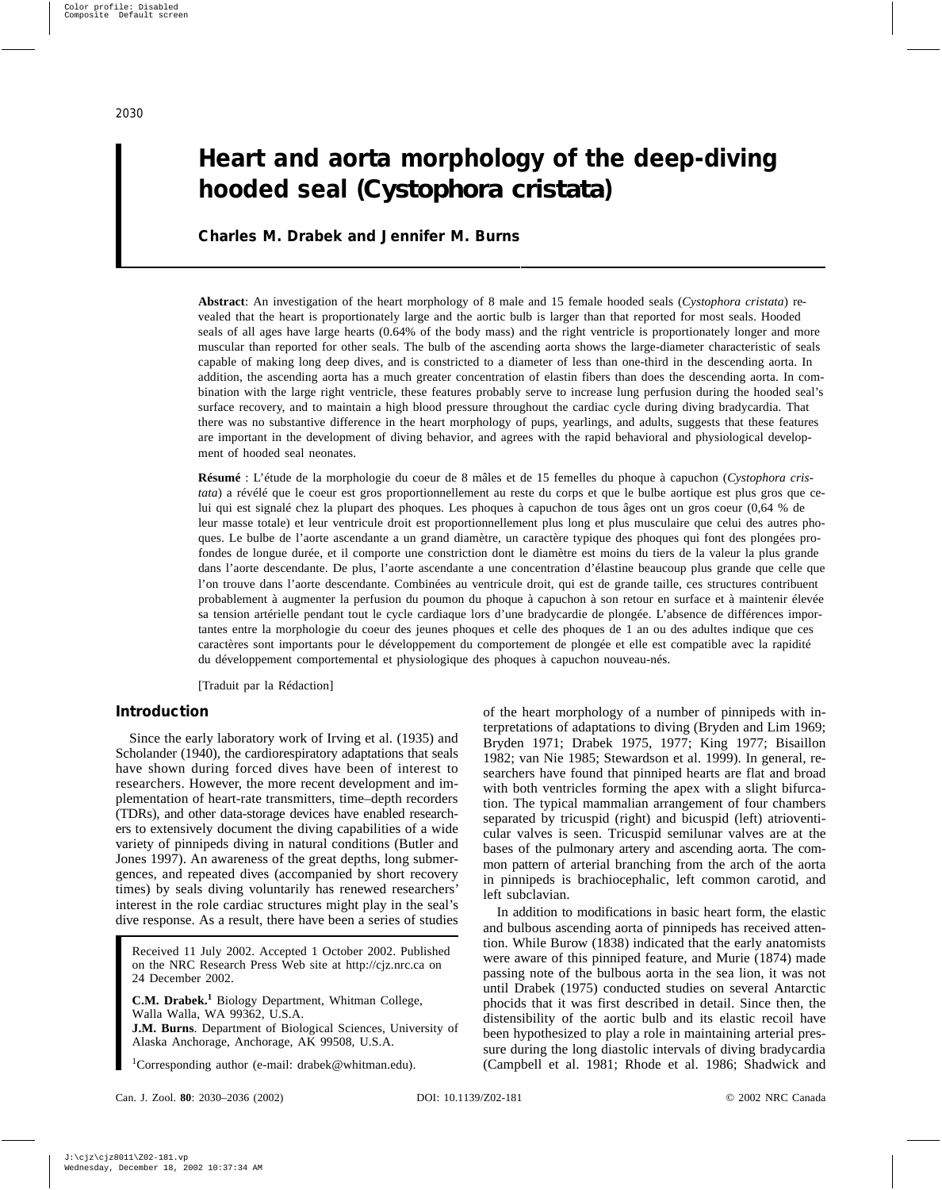# Heart and aorta morphology of the deep-diving hooded seal (*Cystophora cristata*)

**Charles M. Drabek and Jennifer M. Burns**

**Abstract**: An investigation of the heart morphology of 8 male and 15 female hooded seals (*Cystophora cristata*) revealed that the heart is proportionately large and the aortic bulb is larger than that reported for most seals. Hooded seals of all ages have large hearts (0.64% of the body mass) and the right ventricle is proportionately longer and more muscular than reported for other seals. The bulb of the ascending aorta shows the large-diameter characteristic of seals capable of making long deep dives, and is constricted to a diameter of less than one-third in the descending aorta. In addition, the ascending aorta has a much greater concentration of elastin fibers than does the descending aorta. In combination with the large right ventricle, these features probably serve to increase lung perfusion during the hooded seal's surface recovery, and to maintain a high blood pressure throughout the cardiac cycle during diving bradycardia. That there was no substantive difference in the heart morphology of pups, yearlings, and adults, suggests that these features are important in the development of diving behavior, and agrees with the rapid behavioral and physiological development of hooded seal neonates.

**Résumé** : L'étude de la morphologie du coeur de 8 mâles et de 15 femelles du phoque à capuchon (*Cystophora cristata*) a révélé que le coeur est gros proportionnellement au reste du corps et que le bulbe aortique est plus gros que celui qui est signalé chez la plupart des phoques. Les phoques à capuchon de tous âges ont un gros coeur (0,64 % de leur masse totale) et leur ventricule droit est proportionnellement plus long et plus musculaire que celui des autres phoques. Le bulbe de l'aorte ascendante a un grand diamètre, un caractère typique des phoques qui font des plongées profondes de longue durée, et il comporte une constriction dont le diamètre est moins du tiers de la valeur la plus grande dans l'aorte descendante. De plus, l'aorte ascendante a une concentration d'élastine beaucoup plus grande que celle que l'on trouve dans l'aorte descendante. Combinées au ventricule droit, qui est de grande taille, ces structures contribuent probablement à augmenter la perfusion du poumon du phoque à capuchon à son retour en surface et à maintenir élevée sa tension artérielle pendant tout le cycle cardiaque lors d'une bradycardie de plongée. L'absence de différences importantes entre la morphologie du coeur des jeunes phoques et celle des phoques de 1 an ou des adultes indique que ces caractères sont importants pour le développement du comportement de plongée et elle est compatible avec la rapidité du développement comportemental et physiologique des phoques à capuchon nouveau-nés.

[Traduit par la Rédaction]

## Introduction

Since the early laboratory work of Irving et al. (1935) and Scholander (1940), the cardiorespiratory adaptations that seals have shown during forced dives have been of interest to researchers. However, the more recent development and implementation of heart-rate transmitters, time–depth recorders (TDRs), and other data-storage devices have enabled researchers to extensively document the diving capabilities of a wide variety of pinnipeds diving in natural conditions (Butler and Jones 1997). An awareness of the great depths, long submergences, and repeated dives (accompanied by short recovery times) by seals diving voluntarily has renewed researchers' interest in the role cardiac structures might play in the seal's dive response. As a result, there have been a series of studies of the heart morphology of a number of pinnipeds with interpretations of adaptations to diving (Bryden and Lim 1969; Bryden 1971; Drabek 1975, 1977; King 1977; Bisaillon 1982; van Nie 1985; Stewardson et al. 1999). In general, researchers have found that pinniped hearts are flat and broad with both ventricles forming the apex with a slight bifurcation. The typical mammalian arrangement of four chambers separated by tricuspid (right) and bicuspid (left) atrioventicular valves is seen. Tricuspid semilunar valves are at the bases of the pulmonary artery and ascending aorta. The common pattern of arterial branching from the arch of the aorta in pinnipeds is brachiocephalic, left common carotid, and left subclavian.

In addition to modifications in basic heart form, the elastic and bulbous ascending aorta of pinnipeds has received attention. While Burow (1838) indicated that the early anatomists were aware of this pinniped feature, and Murie (1874) made passing note of the bulbous aorta in the sea lion, it was not until Drabek (1975) conducted studies on several Antarctic phocids that it was first described in detail. Since then, the distensibility of the aortic bulb and its elastic recoil have been hypothesized to play a role in maintaining arterial pressure during the long diastolic intervals of diving bradycardia (Campbell et al. 1981; Rhode et al. 1986; Shadwick and

Received 11 July 2002. Accepted 1 October 2002. Published on the NRC Research Press Web site at http://cjz.nrc.ca on 24 December 2002.

**C.M. Drabek.**[1] Biology Department, Whitman College, Walla Walla, WA 99362, U.S.A.
**J.M. Burns**. Department of Biological Sciences, University of Alaska Anchorage, Anchorage, AK 99508, U.S.A.

[1]Corresponding author (e-mail: drabek@whitman.edu).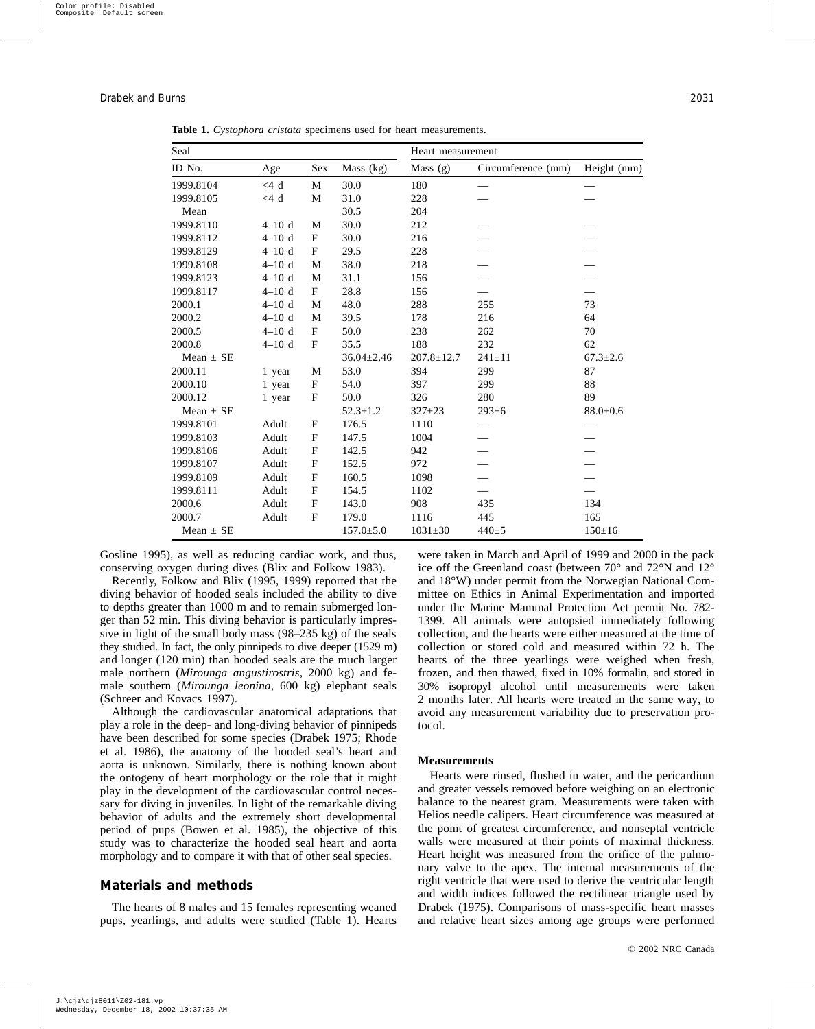**Table 1.** *Cystophora cristata* specimens used for heart measurements.

| Seal | | | | Heart measurement | | |
|---|---|---|---|---|---|---|
| ID No. | Age | Sex | Mass (kg) | Mass (g) | Circumference (mm) | Height (mm) |
| 1999.8104 | <4 d | M | 30.0 | 180 | — | — |
| 1999.8105 | <4 d | M | 31.0 | 228 | — | — |
| Mean | | | 30.5 | 204 | | |
| 1999.8110 | 4–10 d | M | 30.0 | 212 | — | — |
| 1999.8112 | 4–10 d | F | 30.0 | 216 | — | — |
| 1999.8129 | 4–10 d | F | 29.5 | 228 | — | — |
| 1999.8108 | 4–10 d | M | 38.0 | 218 | — | — |
| 1999.8123 | 4–10 d | M | 31.1 | 156 | — | — |
| 1999.8117 | 4–10 d | F | 28.8 | 156 | — | — |
| 2000.1 | 4–10 d | M | 48.0 | 288 | 255 | 73 |
| 2000.2 | 4–10 d | M | 39.5 | 178 | 216 | 64 |
| 2000.5 | 4–10 d | F | 50.0 | 238 | 262 | 70 |
| 2000.8 | 4–10 d | F | 35.5 | 188 | 232 | 62 |
| Mean ± SE | | | 36.04±2.46 | 207.8±12.7 | 241±11 | 67.3±2.6 |
| 2000.11 | 1 year | M | 53.0 | 394 | 299 | 87 |
| 2000.10 | 1 year | F | 54.0 | 397 | 299 | 88 |
| 2000.12 | 1 year | F | 50.0 | 326 | 280 | 89 |
| Mean ± SE | | | 52.3±1.2 | 327±23 | 293±6 | 88.0±0.6 |
| 1999.8101 | Adult | F | 176.5 | 1110 | — | — |
| 1999.8103 | Adult | F | 147.5 | 1004 | — | — |
| 1999.8106 | Adult | F | 142.5 | 942 | — | — |
| 1999.8107 | Adult | F | 152.5 | 972 | — | — |
| 1999.8109 | Adult | F | 160.5 | 1098 | — | — |
| 1999.8111 | Adult | F | 154.5 | 1102 | — | — |
| 2000.6 | Adult | F | 143.0 | 908 | 435 | 134 |
| 2000.7 | Adult | F | 179.0 | 1116 | 445 | 165 |
| Mean ± SE | | | 157.0±5.0 | 1031±30 | 440±5 | 150±16 |

Gosline 1995), as well as reducing cardiac work, and thus, conserving oxygen during dives (Blix and Folkow 1983).

Recently, Folkow and Blix (1995, 1999) reported that the diving behavior of hooded seals included the ability to dive to depths greater than 1000 m and to remain submerged longer than 52 min. This diving behavior is particularly impressive in light of the small body mass (98–235 kg) of the seals they studied. In fact, the only pinnipeds to dive deeper (1529 m) and longer (120 min) than hooded seals are the much larger male northern (*Mirounga angustirostris*, 2000 kg) and female southern (*Mirounga leonina*, 600 kg) elephant seals (Schreer and Kovacs 1997).

Although the cardiovascular anatomical adaptations that play a role in the deep- and long-diving behavior of pinnipeds have been described for some species (Drabek 1975; Rhode et al. 1986), the anatomy of the hooded seal's heart and aorta is unknown. Similarly, there is nothing known about the ontogeny of heart morphology or the role that it might play in the development of the cardiovascular control necessary for diving in juveniles. In light of the remarkable diving behavior of adults and the extremely short developmental period of pups (Bowen et al. 1985), the objective of this study was to characterize the hooded seal heart and aorta morphology and to compare it with that of other seal species.

## Materials and methods

The hearts of 8 males and 15 females representing weaned pups, yearlings, and adults were studied (Table 1). Hearts were taken in March and April of 1999 and 2000 in the pack ice off the Greenland coast (between 70° and 72°N and 12° and 18°W) under permit from the Norwegian National Committee on Ethics in Animal Experimentation and imported under the Marine Mammal Protection Act permit No. 782-1399. All animals were autopsied immediately following collection, and the hearts were either measured at the time of collection or stored cold and measured within 72 h. The hearts of the three yearlings were weighed when fresh, frozen, and then thawed, fixed in 10% formalin, and stored in 30% isopropyl alcohol until measurements were taken 2 months later. All hearts were treated in the same way, to avoid any measurement variability due to preservation protocol.

### Measurements

Hearts were rinsed, flushed in water, and the pericardium and greater vessels removed before weighing on an electronic balance to the nearest gram. Measurements were taken with Helios needle calipers. Heart circumference was measured at the point of greatest circumference, and nonseptal ventricle walls were measured at their points of maximal thickness. Heart height was measured from the orifice of the pulmonary valve to the apex. The internal measurements of the right ventricle that were used to derive the ventricular length and width indices followed the rectilinear triangle used by Drabek (1975). Comparisons of mass-specific heart masses and relative heart sizes among age groups were performed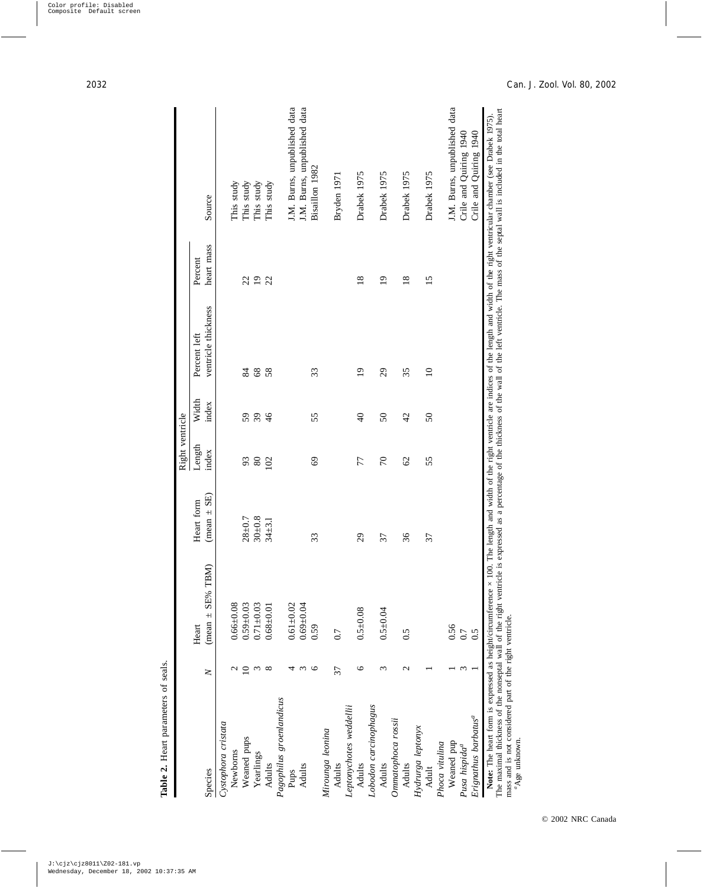**Table 2.** Heart parameters of seals.

| Species | N | Heart (mean ± SE% TBM) | Heart form (mean ± SE) | Right ventricle | | Percent left ventricle thickness | Percent heart mass | Source |
|---|---|---|---|---|---|---|---|---|
| | | | | Length index | Width index | | | |
| *Cystophora cristata* | | | | | | | | |
| Newborns | 2 | 0.66±0.08 | | | | | | This study |
| Weaned pups | 10 | 0.59±0.03 | 28±0.7 | 93 | 59 | 84 | 22 | This study |
| Yearlings | 3 | 0.71±0.03 | 30±0.8 | 80 | 39 | 68 | 19 | This study |
| Adults | 8 | 0.68±0.01 | 34±3.1 | 102 | 46 | 58 | 22 | This study |
| *Pagophilus groenlandicus* | | | | | | | | |
| Pups | 4 | 0.61±0.02 | | | | | | J.M. Burns, unpublished data |
| Adults | 3 | 0.69±0.04 | | | | | | J.M. Burns, unpublished data |
| | 6 | 0.59 | 33 | 69 | 55 | 33 | | Bisaillon 1982 |
| *Mirounga leonina* | | | | | | | | |
| Adults | 37 | 0.7 | | | | | | Bryden 1971 |
| *Leptonychotes weddellii* | | | | | | | | |
| Adults | 6 | 0.5±0.08 | 29 | 77 | 40 | 19 | 18 | Drabek 1975 |
| *Lobodon carcinophagus* | | | | | | | | |
| Adults | 3 | 0.5±0.04 | 37 | 70 | 50 | 29 | 19 | Drabek 1975 |
| *Ommatophoca rossii* | | | | | | | | |
| Adults | 2 | 0.5 | 36 | 62 | 42 | 35 | 18 | Drabek 1975 |
| *Hydrurga leptonyx* | | | | | | | | |
| Adult | 1 | | 37 | 55 | 50 | 10 | 15 | Drabek 1975 |
| *Phoca vitulina* | | | | | | | | |
| Weaned pup | 1 | 0.56 | | | | | | J.M. Burns, unpublished data |
| *Pusa hispida*[a] | 3 | 0.7 | | | | | | Crile and Quiring 1940 |
| *Erignathus barbatus*[a] | 1 | 0.5 | | | | | | Crile and Quiring 1940 |

**Note:** The heart form is expressed as height/circumference × 100. The length and width of the right ventricle are indices of the length and width of the right ventricular chamber (see Drabek 1975). The maximal thickness of the nonseptal wall of the right ventricle is expressed as a percentage of the thickness of the wall of the left ventricle. The mass of the septal wall is included in the total heart mass and is not considered part of the right ventricle.

[a]Age unknown.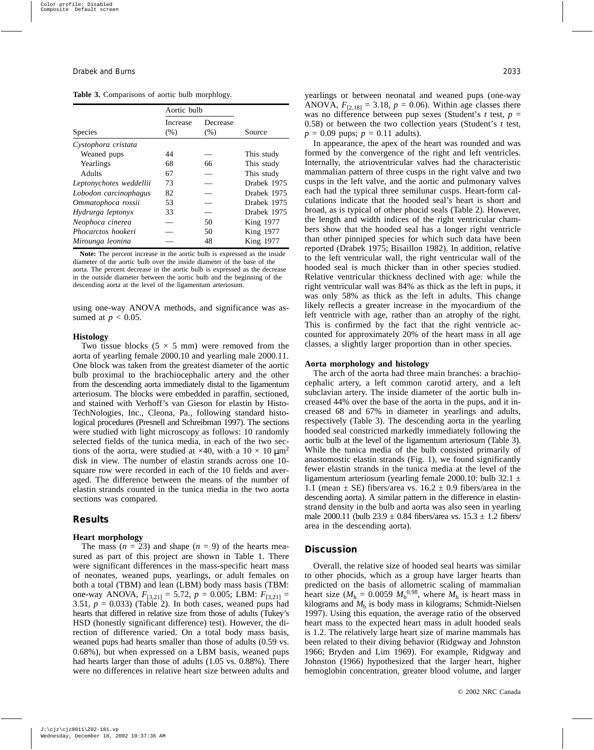**Table 3.** Comparisons of aortic bulb morphlogy.

| Species | Aortic bulb Increase (%) | Aortic bulb Decrease (%) | Source |
|---|---|---|---|
| *Cystophora cristata* | | | |
| Weaned pups | 44 | — | This study |
| Yearlings | 68 | 66 | This study |
| Adults | 67 | — | This study |
| *Leptonychotes weddellii* | 73 | — | Drabek 1975 |
| *Lobodon carcinophagus* | 82 | — | Drabek 1975 |
| *Ommatophoca rossii* | 53 | — | Drabek 1975 |
| *Hydrurga leptonyx* | 33 | — | Drabek 1975 |
| *Neophoca cinerea* | — | 50 | King 1977 |
| *Phocarctos hookeri* | — | 50 | King 1977 |
| *Mirounga leonina* | — | 48 | King 1977 |

**Note:** The percent increase in the aortic bulb is expressed as the inside diameter of the aortic bulb over the inside diameter of the base of the aorta. The percent decrease in the aortic bulb is expressed as the decrease in the outside diameter between the aortic bulb and the beginning of the descending aorta at the level of the ligamentum arteriosum.

using one-way ANOVA methods, and significance was assumed at $p < 0.05$.

### Histology

Two tissue blocks ($5 \times 5$ mm) were removed from the aorta of yearling female 2000.10 and yearling male 2000.11. One block was taken from the greatest diameter of the aortic bulb proximal to the brachiocephalic artery and the other from the descending aorta immediately distal to the ligamentum arteriosum. The blocks were embedded in paraffin, sectioned, and stained with Verhoff's van Gieson for elastin by HistoTechNologies, Inc., Cleona, Pa., following standard histological procedures (Presnell and Schreibman 1997). The sections were studied with light microscopy as follows: 10 randomly selected fields of the tunica media, in each of the two sections of the aorta, were studied at ×40, with a $10 \times 10$ $\mu m^2$ disk in view. The number of elastin strands across one 10-square row were recorded in each of the 10 fields and averaged. The difference between the means of the number of elastin strands counted in the tunica media in the two aorta sections was compared.

## Results

### Heart morphology

The mass ($n = 23$) and shape ($n = 9$) of the hearts measured as part of this project are shown in Table 1. There were significant differences in the mass-specific heart mass of neonates, weaned pups, yearlings, or adult females on both a total (TBM) and lean (LBM) body mass basis (TBM: one-way ANOVA, $F_{[3,21]} = 5.72$, $p = 0.005$; LBM: $F_{[3,21]} = 3.51$, $p = 0.033$) (Table 2). In both cases, weaned pups had hearts that differed in relative size from those of adults (Tukey's HSD (honestly significant difference) test). However, the direction of difference varied. On a total body mass basis, weaned pups had hearts smaller than those of adults (0.59 vs. 0.68%), but when expressed on a LBM basis, weaned pups had hearts larger than those of adults (1.05 vs. 0.88%). There were no differences in relative heart size between adults and yearlings or between neonatal and weaned pups (one-way ANOVA, $F_{[2,18]} = 3.18$, $p = 0.06$). Within age classes there was no difference between pup sexes (Student's $t$ test, $p = 0.58$) or between the two collection years (Student's $t$ test, $p = 0.09$ pups; $p = 0.11$ adults).

In appearance, the apex of the heart was rounded and was formed by the convergence of the right and left ventricles. Internally, the atrioventricular valves had the characteristic mammalian pattern of three cusps in the right valve and two cusps in the left valve, and the aortic and pulmonary valves each had the typical three semilunar cusps. Heart-form calculations indicate that the hooded seal's heart is short and broad, as is typical of other phocid seals (Table 2). However, the length and width indices of the right ventricular chambers show that the hooded seal has a longer right ventricle than other pinniped species for which such data have been reported (Drabek 1975; Bisaillon 1982). In addition, relative to the left ventricular wall, the right ventricular wall of the hooded seal is much thicker than in other species studied. Relative ventricular thickness declined with age: while the right ventricular wall was 84% as thick as the left in pups, it was only 58% as thick as the left in adults. This change likely reflects a greater increase in the myocardium of the left ventricle with age, rather than an atrophy of the right. This is confirmed by the fact that the right ventricle accounted for approximately 20% of the heart mass in all age classes, a slightly larger proportion than in other species.

### Aorta morphology and histology

The arch of the aorta had three main branches: a brachiocephalic artery, a left common carotid artery, and a left subclavian artery. The inside diameter of the aortic bulb increased 44% over the base of the aorta in the pups, and it increased 68 and 67% in diameter in yearlings and adults, respectively (Table 3). The descending aorta in the yearling hooded seal constricted markedly immediately following the aortic bulb at the level of the ligamentum arteriosum (Table 3). While the tunica media of the bulb consisted primarily of anastomostic elastin strands (Fig. 1), we found significantly fewer elastin strands in the tunica media at the level of the ligamentum arteriosum (yearling female 2000.10: bulb $32.1 \pm 1.1$ (mean ± SE) fibers/area vs. $16.2 \pm 0.9$ fibers/area in the descending aorta). A similar pattern in the difference in elastin-strand density in the bulb and aorta was also seen in yearling male 2000.11 (bulb $23.9 \pm 0.84$ fibers/area vs. $15.3 \pm 1.2$ fibers/area in the descending aorta).

## Discussion

Overall, the relative size of hooded seal hearts was similar to other phocids, which as a group have larger hearts than predicted on the basis of allometric scaling of mammalian heart size ($M_h = 0.0059\ M_b^{0.98}$, where $M_h$ is heart mass in kilograms and $M_b$ is body mass in kilograms; Schmidt-Nielsen 1997). Using this equation, the average ratio of the observed heart mass to the expected heart mass in adult hooded seals is 1.2. The relatively large heart size of marine mammals has been related to their diving behavior (Ridgway and Johnston 1966; Bryden and Lim 1969). For example, Ridgway and Johnston (1966) hypothesized that the larger heart, higher hemoglobin concentration, greater blood volume, and larger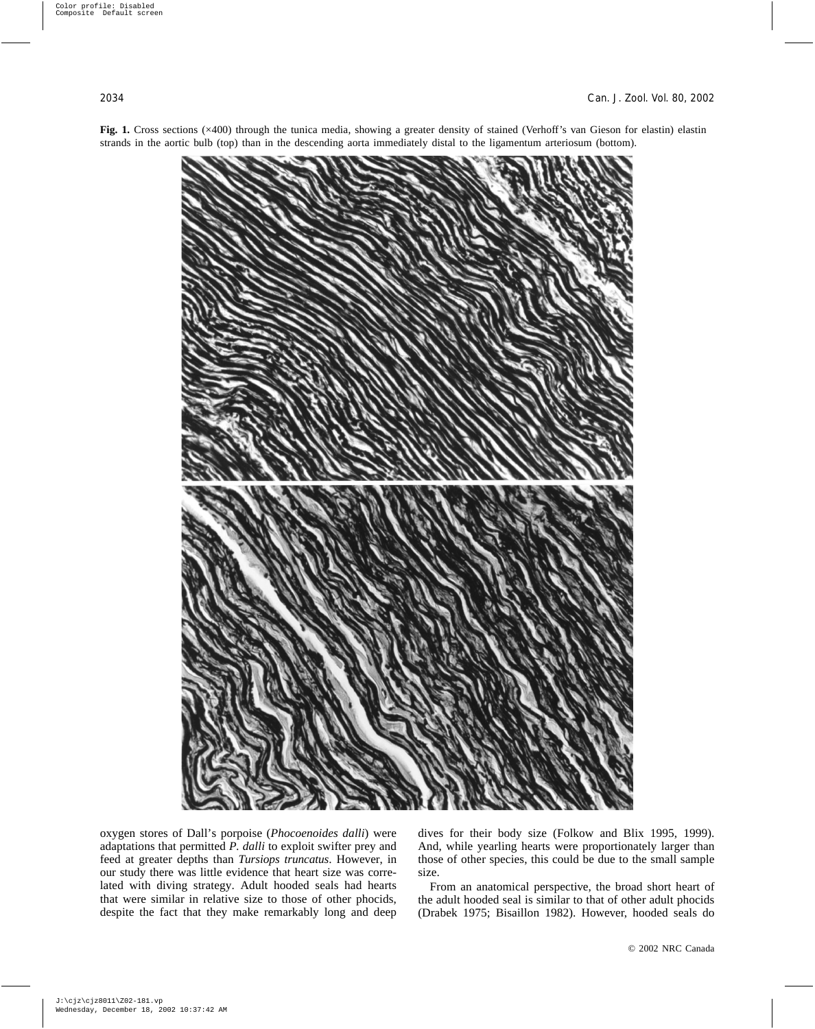**Fig. 1.** Cross sections (×400) through the tunica media, showing a greater density of stained (Verhoff's van Gieson for elastin) elastin strands in the aortic bulb (top) than in the descending aorta immediately distal to the ligamentum arteriosum (bottom).

oxygen stores of Dall's porpoise (*Phocoenoides dalli*) were adaptations that permitted *P. dalli* to exploit swifter prey and feed at greater depths than *Tursiops truncatus*. However, in our study there was little evidence that heart size was correlated with diving strategy. Adult hooded seals had hearts that were similar in relative size to those of other phocids, despite the fact that they make remarkably long and deep dives for their body size (Folkow and Blix 1995, 1999). And, while yearling hearts were proportionately larger than those of other species, this could be due to the small sample size.

From an anatomical perspective, the broad short heart of the adult hooded seal is similar to that of other adult phocids (Drabek 1975; Bisaillon 1982). However, hooded seals do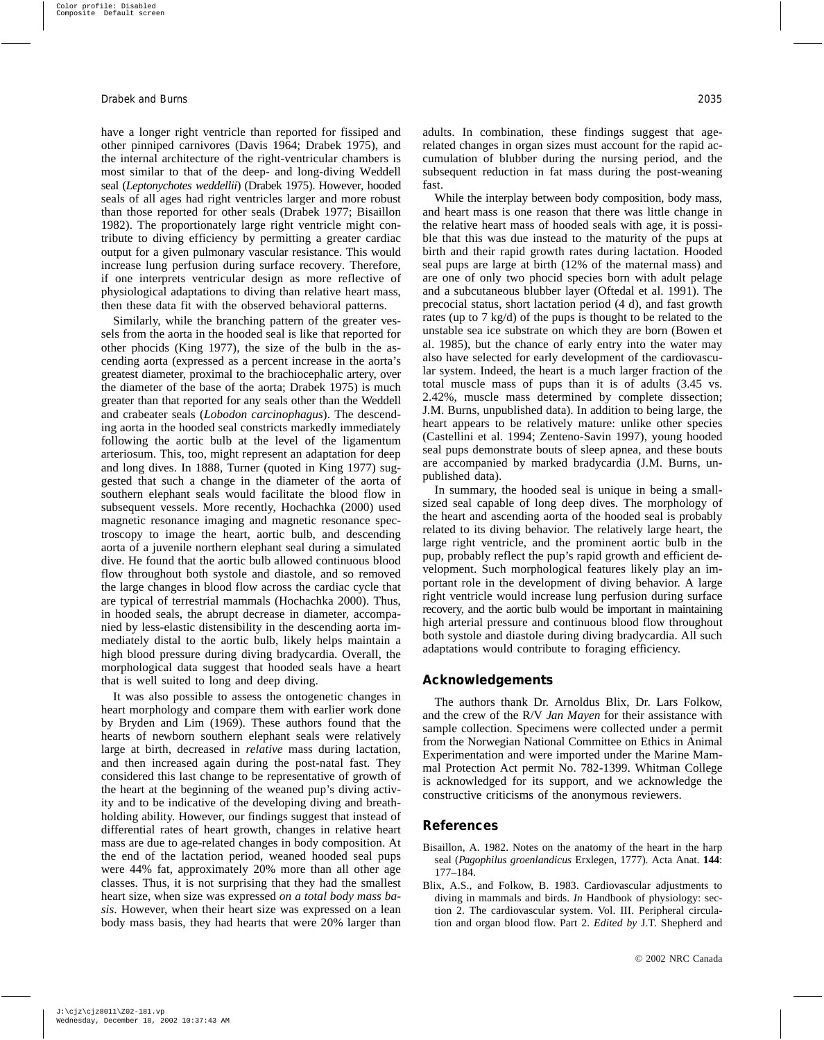have a longer right ventricle than reported for fissiped and other pinniped carnivores (Davis 1964; Drabek 1975), and the internal architecture of the right-ventricular chambers is most similar to that of the deep- and long-diving Weddell seal (*Leptonychotes weddellii*) (Drabek 1975). However, hooded seals of all ages had right ventricles larger and more robust than those reported for other seals (Drabek 1977; Bisaillon 1982). The proportionately large right ventricle might contribute to diving efficiency by permitting a greater cardiac output for a given pulmonary vascular resistance. This would increase lung perfusion during surface recovery. Therefore, if one interprets ventricular design as more reflective of physiological adaptations to diving than relative heart mass, then these data fit with the observed behavioral patterns.

Similarly, while the branching pattern of the greater vessels from the aorta in the hooded seal is like that reported for other phocids (King 1977), the size of the bulb in the ascending aorta (expressed as a percent increase in the aorta's greatest diameter, proximal to the brachiocephalic artery, over the diameter of the base of the aorta; Drabek 1975) is much greater than that reported for any seals other than the Weddell and crabeater seals (*Lobodon carcinophagus*). The descending aorta in the hooded seal constricts markedly immediately following the aortic bulb at the level of the ligamentum arteriosum. This, too, might represent an adaptation for deep and long dives. In 1888, Turner (quoted in King 1977) suggested that such a change in the diameter of the aorta of southern elephant seals would facilitate the blood flow in subsequent vessels. More recently, Hochachka (2000) used magnetic resonance imaging and magnetic resonance spectroscopy to image the heart, aortic bulb, and descending aorta of a juvenile northern elephant seal during a simulated dive. He found that the aortic bulb allowed continuous blood flow throughout both systole and diastole, and so removed the large changes in blood flow across the cardiac cycle that are typical of terrestrial mammals (Hochachka 2000). Thus, in hooded seals, the abrupt decrease in diameter, accompanied by less-elastic distensibility in the descending aorta immediately distal to the aortic bulb, likely helps maintain a high blood pressure during diving bradycardia. Overall, the morphological data suggest that hooded seals have a heart that is well suited to long and deep diving.

It was also possible to assess the ontogenetic changes in heart morphology and compare them with earlier work done by Bryden and Lim (1969). These authors found that the hearts of newborn southern elephant seals were relatively large at birth, decreased in *relative* mass during lactation, and then increased again during the post-natal fast. They considered this last change to be representative of growth of the heart at the beginning of the weaned pup's diving activity and to be indicative of the developing diving and breath-holding ability. However, our findings suggest that instead of differential rates of heart growth, changes in relative heart mass are due to age-related changes in body composition. At the end of the lactation period, weaned hooded seal pups were 44% fat, approximately 20% more than all other age classes. Thus, it is not surprising that they had the smallest heart size, when size was expressed *on a total body mass basis*. However, when their heart size was expressed on a lean body mass basis, they had hearts that were 20% larger than adults. In combination, these findings suggest that age-related changes in organ sizes must account for the rapid accumulation of blubber during the nursing period, and the subsequent reduction in fat mass during the post-weaning fast.

While the interplay between body composition, body mass, and heart mass is one reason that there was little change in the relative heart mass of hooded seals with age, it is possible that this was due instead to the maturity of the pups at birth and their rapid growth rates during lactation. Hooded seal pups are large at birth (12% of the maternal mass) and are one of only two phocid species born with adult pelage and a subcutaneous blubber layer (Oftedal et al. 1991). The precocial status, short lactation period (4 d), and fast growth rates (up to 7 kg/d) of the pups is thought to be related to the unstable sea ice substrate on which they are born (Bowen et al. 1985), but the chance of early entry into the water may also have selected for early development of the cardiovascular system. Indeed, the heart is a much larger fraction of the total muscle mass of pups than it is of adults (3.45 vs. 2.42%, muscle mass determined by complete dissection; J.M. Burns, unpublished data). In addition to being large, the heart appears to be relatively mature: unlike other species (Castellini et al. 1994; Zenteno-Savin 1997), young hooded seal pups demonstrate bouts of sleep apnea, and these bouts are accompanied by marked bradycardia (J.M. Burns, unpublished data).

In summary, the hooded seal is unique in being a small-sized seal capable of long deep dives. The morphology of the heart and ascending aorta of the hooded seal is probably related to its diving behavior. The relatively large heart, the large right ventricle, and the prominent aortic bulb in the pup, probably reflect the pup's rapid growth and efficient development. Such morphological features likely play an important role in the development of diving behavior. A large right ventricle would increase lung perfusion during surface recovery, and the aortic bulb would be important in maintaining high arterial pressure and continuous blood flow throughout both systole and diastole during diving bradycardia. All such adaptations would contribute to foraging efficiency.

## Acknowledgements

The authors thank Dr. Arnoldus Blix, Dr. Lars Folkow, and the crew of the R/V *Jan Mayen* for their assistance with sample collection. Specimens were collected under a permit from the Norwegian National Committee on Ethics in Animal Experimentation and were imported under the Marine Mammal Protection Act permit No. 782-1399. Whitman College is acknowledged for its support, and we acknowledge the constructive criticisms of the anonymous reviewers.

## References

Bisaillon, A. 1982. Notes on the anatomy of the heart in the harp seal (*Pagophilus groenlandicus* Erxlegen, 1777). Acta Anat. **144**: 177–184.

Blix, A.S., and Folkow, B. 1983. Cardiovascular adjustments to diving in mammals and birds. *In* Handbook of physiology: section 2. The cardiovascular system. Vol. III. Peripheral circulation and organ blood flow. Part 2. *Edited by* J.T. Shepherd and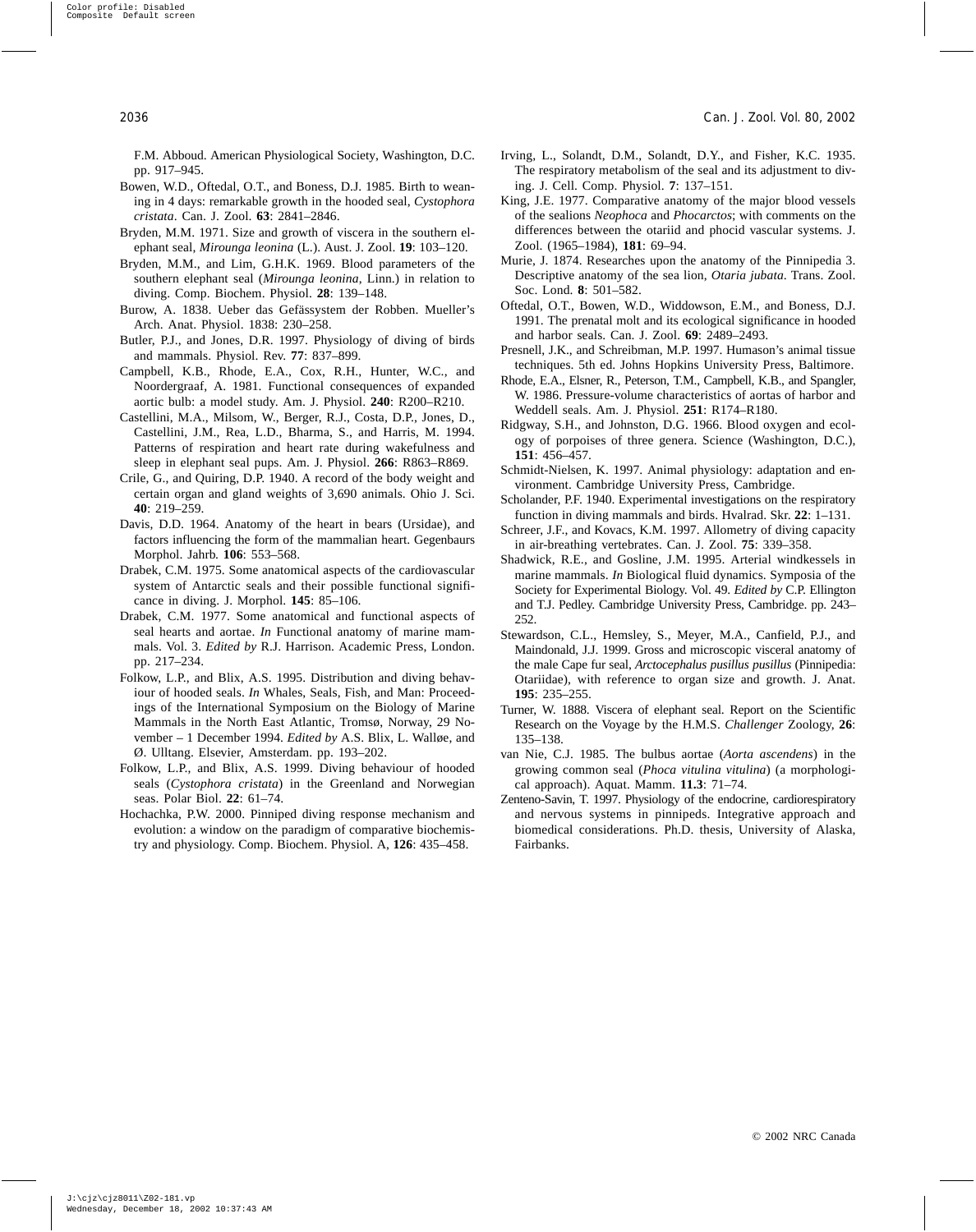F.M. Abboud. American Physiological Society, Washington, D.C. pp. 917–945.

Bowen, W.D., Oftedal, O.T., and Boness, D.J. 1985. Birth to weaning in 4 days: remarkable growth in the hooded seal, *Cystophora cristata*. Can. J. Zool. **63**: 2841–2846.

Bryden, M.M. 1971. Size and growth of viscera in the southern elephant seal, *Mirounga leonina* (L.). Aust. J. Zool. **19**: 103–120.

Bryden, M.M., and Lim, G.H.K. 1969. Blood parameters of the southern elephant seal (*Mirounga leonina*, Linn.) in relation to diving. Comp. Biochem. Physiol. **28**: 139–148.

Burow, A. 1838. Ueber das Gefässystem der Robben. Mueller's Arch. Anat. Physiol. 1838: 230–258.

Butler, P.J., and Jones, D.R. 1997. Physiology of diving of birds and mammals. Physiol. Rev. **77**: 837–899.

Campbell, K.B., Rhode, E.A., Cox, R.H., Hunter, W.C., and Noordergraaf, A. 1981. Functional consequences of expanded aortic bulb: a model study. Am. J. Physiol. **240**: R200–R210.

Castellini, M.A., Milsom, W., Berger, R.J., Costa, D.P., Jones, D., Castellini, J.M., Rea, L.D., Bharma, S., and Harris, M. 1994. Patterns of respiration and heart rate during wakefulness and sleep in elephant seal pups. Am. J. Physiol. **266**: R863–R869.

Crile, G., and Quiring, D.P. 1940. A record of the body weight and certain organ and gland weights of 3,690 animals. Ohio J. Sci. **40**: 219–259.

Davis, D.D. 1964. Anatomy of the heart in bears (Ursidae), and factors influencing the form of the mammalian heart. Gegenbaurs Morphol. Jahrb. **106**: 553–568.

Drabek, C.M. 1975. Some anatomical aspects of the cardiovascular system of Antarctic seals and their possible functional significance in diving. J. Morphol. **145**: 85–106.

Drabek, C.M. 1977. Some anatomical and functional aspects of seal hearts and aortae. *In* Functional anatomy of marine mammals. Vol. 3. *Edited by* R.J. Harrison. Academic Press, London. pp. 217–234.

Folkow, L.P., and Blix, A.S. 1995. Distribution and diving behaviour of hooded seals. *In* Whales, Seals, Fish, and Man: Proceedings of the International Symposium on the Biology of Marine Mammals in the North East Atlantic, Tromsø, Norway, 29 November – 1 December 1994. *Edited by* A.S. Blix, L. Walløe, and Ø. Ulltang. Elsevier, Amsterdam. pp. 193–202.

Folkow, L.P., and Blix, A.S. 1999. Diving behaviour of hooded seals (*Cystophora cristata*) in the Greenland and Norwegian seas. Polar Biol. **22**: 61–74.

Hochachka, P.W. 2000. Pinniped diving response mechanism and evolution: a window on the paradigm of comparative biochemistry and physiology. Comp. Biochem. Physiol. A, **126**: 435–458.

Irving, L., Solandt, D.M., Solandt, D.Y., and Fisher, K.C. 1935. The respiratory metabolism of the seal and its adjustment to diving. J. Cell. Comp. Physiol. **7**: 137–151.

King, J.E. 1977. Comparative anatomy of the major blood vessels of the sealions *Neophoca* and *Phocarctos*; with comments on the differences between the otariid and phocid vascular systems. J. Zool. (1965–1984), **181**: 69–94.

Murie, J. 1874. Researches upon the anatomy of the Pinnipedia 3. Descriptive anatomy of the sea lion, *Otaria jubata*. Trans. Zool. Soc. Lond. **8**: 501–582.

Oftedal, O.T., Bowen, W.D., Widdowson, E.M., and Boness, D.J. 1991. The prenatal molt and its ecological significance in hooded and harbor seals. Can. J. Zool. **69**: 2489–2493.

Presnell, J.K., and Schreibman, M.P. 1997. Humason's animal tissue techniques. 5th ed. Johns Hopkins University Press, Baltimore.

Rhode, E.A., Elsner, R., Peterson, T.M., Campbell, K.B., and Spangler, W. 1986. Pressure-volume characteristics of aortas of harbor and Weddell seals. Am. J. Physiol. **251**: R174–R180.

Ridgway, S.H., and Johnston, D.G. 1966. Blood oxygen and ecology of porpoises of three genera. Science (Washington, D.C.), **151**: 456–457.

Schmidt-Nielsen, K. 1997. Animal physiology: adaptation and environment. Cambridge University Press, Cambridge.

Scholander, P.F. 1940. Experimental investigations on the respiratory function in diving mammals and birds. Hvalrad. Skr. **22**: 1–131.

Schreer, J.F., and Kovacs, K.M. 1997. Allometry of diving capacity in air-breathing vertebrates. Can. J. Zool. **75**: 339–358.

Shadwick, R.E., and Gosline, J.M. 1995. Arterial windkessels in marine mammals. *In* Biological fluid dynamics. Symposia of the Society for Experimental Biology. Vol. 49. *Edited by* C.P. Ellington and T.J. Pedley. Cambridge University Press, Cambridge. pp. 243–252.

Stewardson, C.L., Hemsley, S., Meyer, M.A., Canfield, P.J., and Maindonald, J.J. 1999. Gross and microscopic visceral anatomy of the male Cape fur seal, *Arctocephalus pusillus pusillus* (Pinnipedia: Otariidae), with reference to organ size and growth. J. Anat. **195**: 235–255.

Turner, W. 1888. Viscera of elephant seal. Report on the Scientific Research on the Voyage by the H.M.S. *Challenger* Zoology, **26**: 135–138.

van Nie, C.J. 1985. The bulbus aortae (*Aorta ascendens*) in the growing common seal (*Phoca vitulina vitulina*) (a morphological approach). Aquat. Mamm. **11.3**: 71–74.

Zenteno-Savin, T. 1997. Physiology of the endocrine, cardiorespiratory and nervous systems in pinnipeds. Integrative approach and biomedical considerations. Ph.D. thesis, University of Alaska, Fairbanks.